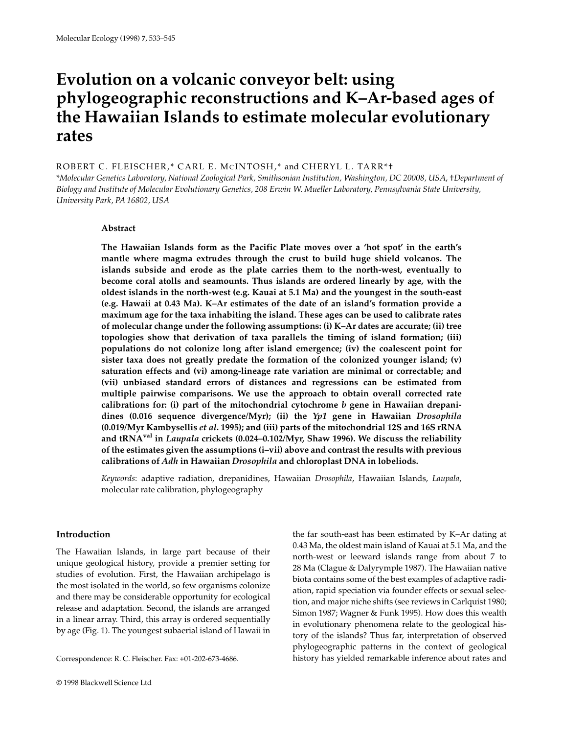# Evolution on a volcanic conveyor belt: using phylogeographic reconstructions and K–Ar-based ages of the Hawaiian Islands to estimate molecular evolutionary rates

ROBERT C. FLEISCHER,* CARL E. McINTOSH,* and CHERYL L. TARR*†

*Molecular Genetics Laboratory, National Zoological Park, Smithsonian Institution, Washington, DC 20008, USA, †Department of Biology and Institute of Molecular Evolutionary Genetics, 208 Erwin W. Mueller Laboratory, Pennsylvania State University, University Park, PA 16802, USA

## Abstract

**The Hawaiian Islands form as the Pacific Plate moves over a 'hot spot' in the earth's mantle where magma extrudes through the crust to build huge shield volcanos. The islands subside and erode as the plate carries them to the north-west, eventually to become coral atolls and seamounts. Thus islands are ordered linearly by age, with the oldest islands in the north-west (e.g. Kauai at 5.1 Ma) and the youngest in the south-east (e.g. Hawaii at 0.43 Ma). K–Ar estimates of the date of an island's formation provide a maximum age for the taxa inhabiting the island. These ages can be used to calibrate rates of molecular change under the following assumptions: (i) K–Ar dates are accurate; (ii) tree topologies show that derivation of taxa parallels the timing of island formation; (iii) populations do not colonize long after island emergence; (iv) the coalescent point for sister taxa does not greatly predate the formation of the colonized younger island; (v) saturation effects and (vi) among-lineage rate variation are minimal or correctable; and (vii) unbiased standard errors of distances and regressions can be estimated from multiple pairwise comparisons. We use the approach to obtain overall corrected rate calibrations for: (i) part of the mitochondrial cytochrome *b* gene in Hawaiian drepanidines (0.016 sequence divergence/Myr); (ii) the *Yp1* gene in Hawaiian *Drosophila* (0.019/Myr Kambysellis *et al*. 1995); and (iii) parts of the mitochondrial 12S and 16S rRNA and $tRNA^{val}$ in *Laupala* crickets (0.024–0.102/Myr, Shaw 1996). We discuss the reliability of the estimates given the assumptions (i–vii) above and contrast the results with previous calibrations of *Adh* in Hawaiian *Drosophila* and chloroplast DNA in lobelioids.**

*Keywords*: adaptive radiation, drepanidines, Hawaiian *Drosophila*, Hawaiian Islands, *Laupala*, molecular rate calibration, phylogeography

## Introduction

The Hawaiian Islands, in large part because of their unique geological history, provide a premier setting for studies of evolution. First, the Hawaiian archipelago is the most isolated in the world, so few organisms colonize and there may be considerable opportunity for ecological release and adaptation. Second, the islands are arranged in a linear array. Third, this array is ordered sequentially by age (Fig. 1). The youngest subaerial island of Hawaii in the far south-east has been estimated by K–Ar dating at 0.43 Ma, the oldest main island of Kauai at 5.1 Ma, and the north-west or leeward islands range from about 7 to 28 Ma (Clague & Dalyrymple 1987). The Hawaiian native biota contains some of the best examples of adaptive radiation, rapid speciation via founder effects or sexual selection, and major niche shifts (see reviews in Carlquist 1980; Simon 1987; Wagner & Funk 1995). How does this wealth in evolutionary phenomena relate to the geological history of the islands? Thus far, interpretation of observed phylogeographic patterns in the context of geological history has yielded remarkable inference about rates and

Correspondence: R. C. Fleischer. Fax: +01-202-673-4686.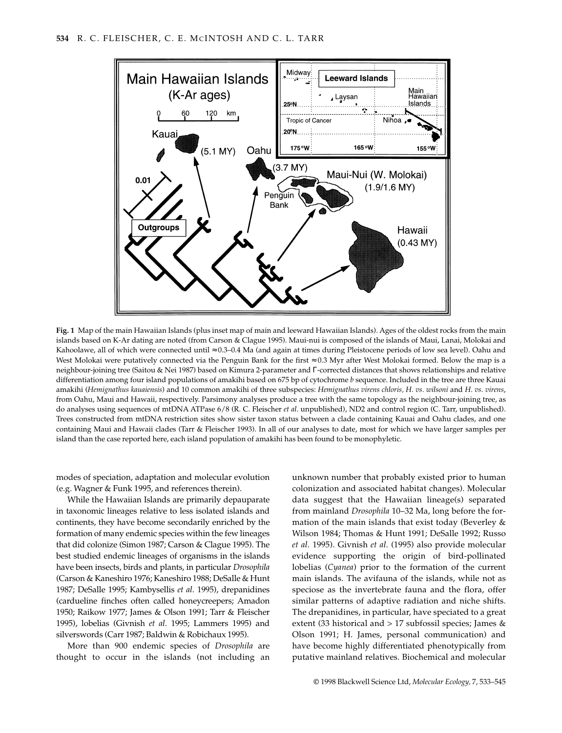Main Hawaiian Islands
(K-Ar ages)

0 60 120 km

Kauai
(5.1 MY)
Oahu
(3.7 MY)
Maui-Nui (W. Molokai)
(1.9/1.6 MY)
Penguin Bank
Hawaii
(0.43 MY)
0.01
Outgroups

Midway
Leeward Islands
Laysan
Main Hawaiian Islands
25°N
Tropic of Cancer
Nihoa
20°N
175°W
165°W
155°W

**Fig. 1** Map of the main Hawaiian Islands (plus inset map of main and leeward Hawaiian Islands). Ages of the oldest rocks from the main islands based on K-Ar dating are noted (from Carson & Clague 1995). Maui-nui is composed of the islands of Maui, Lanai, Molokai and Kahoolawe, all of which were connected until ≈0.3–0.4 Ma (and again at times during Pleistocene periods of low sea level). Oahu and West Molokai were putatively connected via the Penguin Bank for the first ≈0.3 Myr after West Molokai formed. Below the map is a neighbour-joining tree (Saitou & Nei 1987) based on Kimura 2-parameter and Γ-corrected distances that shows relationships and relative differentiation among four island populations of amakihi based on 675 bp of cytochrome *b* sequence. Included in the tree are three Kauai amakihi (*Hemignathus kauaiensis*) and 10 common amakihi of three subspecies: *Hemignathus virens chloris*, *H. vs. wilsoni* and *H. vs. virens*, from Oahu, Maui and Hawaii, respectively. Parsimony analyses produce a tree with the same topology as the neighbour-joining tree, as do analyses using sequences of mtDNA ATPase 6/8 (R. C. Fleischer *et al*. unpublished), ND2 and control region (C. Tarr, unpublished). Trees constructed from mtDNA restriction sites show sister taxon status between a clade containing Kauai and Oahu clades, and one containing Maui and Hawaii clades (Tarr & Fleischer 1993). In all of our analyses to date, most for which we have larger samples per island than the case reported here, each island population of amakihi has been found to be monophyletic.

modes of speciation, adaptation and molecular evolution (e.g. Wagner & Funk 1995, and references therein).

While the Hawaiian Islands are primarily depauparate in taxonomic lineages relative to less isolated islands and continents, they have become secondarily enriched by the formation of many endemic species within the few lineages that did colonize (Simon 1987; Carson & Clague 1995). The best studied endemic lineages of organisms in the islands have been insects, birds and plants, in particular *Drosophila* (Carson & Kaneshiro 1976; Kaneshiro 1988; DeSalle & Hunt 1987; DeSalle 1995; Kambysellis *et al*. 1995), drepanidines (cardueline finches often called honeycreepers; Amadon 1950; Raikow 1977; James & Olson 1991; Tarr & Fleischer 1995), lobelias (Givnish *et al*. 1995; Lammers 1995) and silverswords (Carr 1987; Baldwin & Robichaux 1995).

More than 900 endemic species of *Drosophila* are thought to occur in the islands (not including an unknown number that probably existed prior to human colonization and associated habitat changes). Molecular data suggest that the Hawaiian lineage(s) separated from mainland *Drosophila* 10–32 Ma, long before the formation of the main islands that exist today (Beverley & Wilson 1984; Thomas & Hunt 1991; DeSalle 1992; Russo *et al*. 1995). Givnish *et al*. (1995) also provide molecular evidence supporting the origin of bird-pollinated lobelias (*Cyanea*) prior to the formation of the current main islands. The avifauna of the islands, while not as speciose as the invertebrate fauna and the flora, offer similar patterns of adaptive radiation and niche shifts. The drepanidines, in particular, have speciated to a great extent (33 historical and > 17 subfossil species; James & Olson 1991; H. James, personal communication) and have become highly differentiated phenotypically from putative mainland relatives. Biochemical and molecular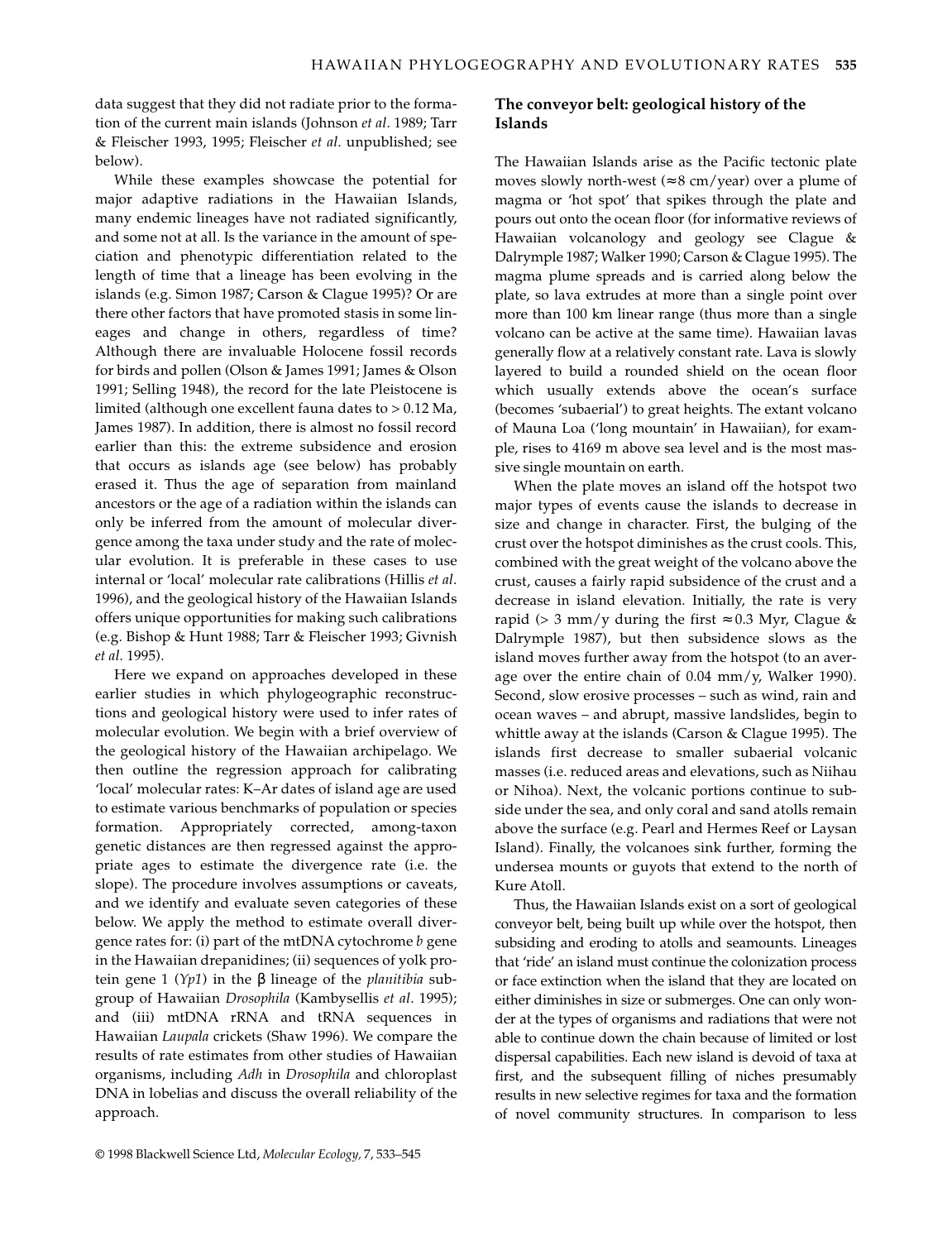data suggest that they did not radiate prior to the formation of the current main islands (Johnson *et al*. 1989; Tarr & Fleischer 1993, 1995; Fleischer *et al*. unpublished; see below).

While these examples showcase the potential for major adaptive radiations in the Hawaiian Islands, many endemic lineages have not radiated significantly, and some not at all. Is the variance in the amount of speciation and phenotypic differentiation related to the length of time that a lineage has been evolving in the islands (e.g. Simon 1987; Carson & Clague 1995)? Or are there other factors that have promoted stasis in some lineages and change in others, regardless of time? Although there are invaluable Holocene fossil records for birds and pollen (Olson & James 1991; James & Olson 1991; Selling 1948), the record for the late Pleistocene is limited (although one excellent fauna dates to > 0.12 Ma, James 1987). In addition, there is almost no fossil record earlier than this: the extreme subsidence and erosion that occurs as islands age (see below) has probably erased it. Thus the age of separation from mainland ancestors or the age of a radiation within the islands can only be inferred from the amount of molecular divergence among the taxa under study and the rate of molecular evolution. It is preferable in these cases to use internal or 'local' molecular rate calibrations (Hillis *et al*. 1996), and the geological history of the Hawaiian Islands offers unique opportunities for making such calibrations (e.g. Bishop & Hunt 1988; Tarr & Fleischer 1993; Givnish *et al*. 1995).

Here we expand on approaches developed in these earlier studies in which phylogeographic reconstructions and geological history were used to infer rates of molecular evolution. We begin with a brief overview of the geological history of the Hawaiian archipelago. We then outline the regression approach for calibrating 'local' molecular rates: K–Ar dates of island age are used to estimate various benchmarks of population or species formation. Appropriately corrected, among-taxon genetic distances are then regressed against the appropriate ages to estimate the divergence rate (i.e. the slope). The procedure involves assumptions or caveats, and we identify and evaluate seven categories of these below. We apply the method to estimate overall divergence rates for: (i) part of the mtDNA cytochrome *b* gene in the Hawaiian drepanidines; (ii) sequences of yolk protein gene 1 (*Yp1*) in the β lineage of the *planitibia* subgroup of Hawaiian *Drosophila* (Kambysellis *et al*. 1995); and (iii) mtDNA rRNA and tRNA sequences in Hawaiian *Laupala* crickets (Shaw 1996). We compare the results of rate estimates from other studies of Hawaiian organisms, including *Adh* in *Drosophila* and chloroplast DNA in lobelias and discuss the overall reliability of the approach.

## The conveyor belt: geological history of the Islands

The Hawaiian Islands arise as the Pacific tectonic plate moves slowly north-west (≈8 cm/year) over a plume of magma or 'hot spot' that spikes through the plate and pours out onto the ocean floor (for informative reviews of Hawaiian volcanology and geology see Clague & Dalrymple 1987; Walker 1990; Carson & Clague 1995). The magma plume spreads and is carried along below the plate, so lava extrudes at more than a single point over more than 100 km linear range (thus more than a single volcano can be active at the same time). Hawaiian lavas generally flow at a relatively constant rate. Lava is slowly layered to build a rounded shield on the ocean floor which usually extends above the ocean's surface (becomes 'subaerial') to great heights. The extant volcano of Mauna Loa ('long mountain' in Hawaiian), for example, rises to 4169 m above sea level and is the most massive single mountain on earth.

When the plate moves an island off the hotspot two major types of events cause the islands to decrease in size and change in character. First, the bulging of the crust over the hotspot diminishes as the crust cools. This, combined with the great weight of the volcano above the crust, causes a fairly rapid subsidence of the crust and a decrease in island elevation. Initially, the rate is very rapid (> 3 mm/y during the first ≈0.3 Myr, Clague & Dalrymple 1987), but then subsidence slows as the island moves further away from the hotspot (to an average over the entire chain of 0.04 mm/y, Walker 1990). Second, slow erosive processes – such as wind, rain and ocean waves – and abrupt, massive landslides, begin to whittle away at the islands (Carson & Clague 1995). The islands first decrease to smaller subaerial volcanic masses (i.e. reduced areas and elevations, such as Niihau or Nihoa). Next, the volcanic portions continue to subside under the sea, and only coral and sand atolls remain above the surface (e.g. Pearl and Hermes Reef or Laysan Island). Finally, the volcanoes sink further, forming the undersea mounts or guyots that extend to the north of Kure Atoll.

Thus, the Hawaiian Islands exist on a sort of geological conveyor belt, being built up while over the hotspot, then subsiding and eroding to atolls and seamounts. Lineages that 'ride' an island must continue the colonization process or face extinction when the island that they are located on either diminishes in size or submerges. One can only wonder at the types of organisms and radiations that were not able to continue down the chain because of limited or lost dispersal capabilities. Each new island is devoid of taxa at first, and the subsequent filling of niches presumably results in new selective regimes for taxa and the formation of novel community structures. In comparison to less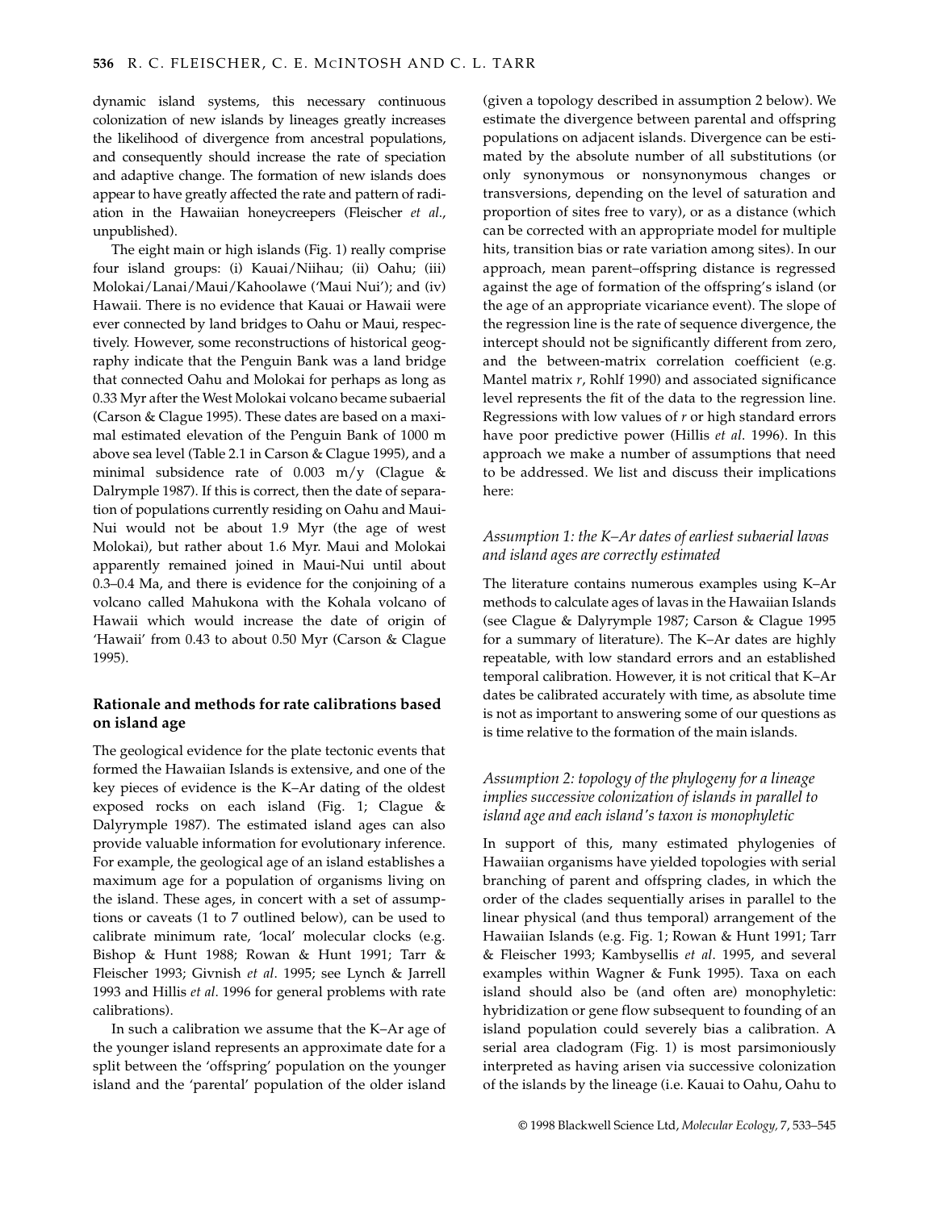dynamic island systems, this necessary continuous colonization of new islands by lineages greatly increases the likelihood of divergence from ancestral populations, and consequently should increase the rate of speciation and adaptive change. The formation of new islands does appear to have greatly affected the rate and pattern of radiation in the Hawaiian honeycreepers (Fleischer *et al*., unpublished).

The eight main or high islands (Fig. 1) really comprise four island groups: (i) Kauai/Niihau; (ii) Oahu; (iii) Molokai/Lanai/Maui/Kahoolawe ('Maui Nui'); and (iv) Hawaii. There is no evidence that Kauai or Hawaii were ever connected by land bridges to Oahu or Maui, respectively. However, some reconstructions of historical geography indicate that the Penguin Bank was a land bridge that connected Oahu and Molokai for perhaps as long as 0.33 Myr after the West Molokai volcano became subaerial (Carson & Clague 1995). These dates are based on a maximal estimated elevation of the Penguin Bank of 1000 m above sea level (Table 2.1 in Carson & Clague 1995), and a minimal subsidence rate of 0.003 m/y (Clague & Dalrymple 1987). If this is correct, then the date of separation of populations currently residing on Oahu and Maui-Nui would not be about 1.9 Myr (the age of west Molokai), but rather about 1.6 Myr. Maui and Molokai apparently remained joined in Maui-Nui until about 0.3–0.4 Ma, and there is evidence for the conjoining of a volcano called Mahukona with the Kohala volcano of Hawaii which would increase the date of origin of 'Hawaii' from 0.43 to about 0.50 Myr (Carson & Clague 1995).

## Rationale and methods for rate calibrations based on island age

The geological evidence for the plate tectonic events that formed the Hawaiian Islands is extensive, and one of the key pieces of evidence is the K–Ar dating of the oldest exposed rocks on each island (Fig. 1; Clague & Dalyrymple 1987). The estimated island ages can also provide valuable information for evolutionary inference. For example, the geological age of an island establishes a maximum age for a population of organisms living on the island. These ages, in concert with a set of assumptions or caveats (1 to 7 outlined below), can be used to calibrate minimum rate, 'local' molecular clocks (e.g. Bishop & Hunt 1988; Rowan & Hunt 1991; Tarr & Fleischer 1993; Givnish *et al*. 1995; see Lynch & Jarrell 1993 and Hillis *et al*. 1996 for general problems with rate calibrations).

In such a calibration we assume that the K–Ar age of the younger island represents an approximate date for a split between the 'offspring' population on the younger island and the 'parental' population of the older island (given a topology described in assumption 2 below). We estimate the divergence between parental and offspring populations on adjacent islands. Divergence can be estimated by the absolute number of all substitutions (or only synonymous or nonsynonymous changes or transversions, depending on the level of saturation and proportion of sites free to vary), or as a distance (which can be corrected with an appropriate model for multiple hits, transition bias or rate variation among sites). In our approach, mean parent–offspring distance is regressed against the age of formation of the offspring's island (or the age of an appropriate vicariance event). The slope of the regression line is the rate of sequence divergence, the intercept should not be significantly different from zero, and the between-matrix correlation coefficient (e.g. Mantel matrix $r$, Rohlf 1990) and associated significance level represents the fit of the data to the regression line. Regressions with low values of $r$ or high standard errors have poor predictive power (Hillis *et al*. 1996). In this approach we make a number of assumptions that need to be addressed. We list and discuss their implications here:

### *Assumption 1: the K–Ar dates of earliest subaerial lavas and island ages are correctly estimated*

The literature contains numerous examples using K–Ar methods to calculate ages of lavas in the Hawaiian Islands (see Clague & Dalyrymple 1987; Carson & Clague 1995 for a summary of literature). The K–Ar dates are highly repeatable, with low standard errors and an established temporal calibration. However, it is not critical that K–Ar dates be calibrated accurately with time, as absolute time is not as important to answering some of our questions as is time relative to the formation of the main islands.

### *Assumption 2: topology of the phylogeny for a lineage implies successive colonization of islands in parallel to island age and each island's taxon is monophyletic*

In support of this, many estimated phylogenies of Hawaiian organisms have yielded topologies with serial branching of parent and offspring clades, in which the order of the clades sequentially arises in parallel to the linear physical (and thus temporal) arrangement of the Hawaiian Islands (e.g. Fig. 1; Rowan & Hunt 1991; Tarr & Fleischer 1993; Kambysellis *et al*. 1995, and several examples within Wagner & Funk 1995). Taxa on each island should also be (and often are) monophyletic: hybridization or gene flow subsequent to founding of an island population could severely bias a calibration. A serial area cladogram (Fig. 1) is most parsimoniously interpreted as having arisen via successive colonization of the islands by the lineage (i.e. Kauai to Oahu, Oahu to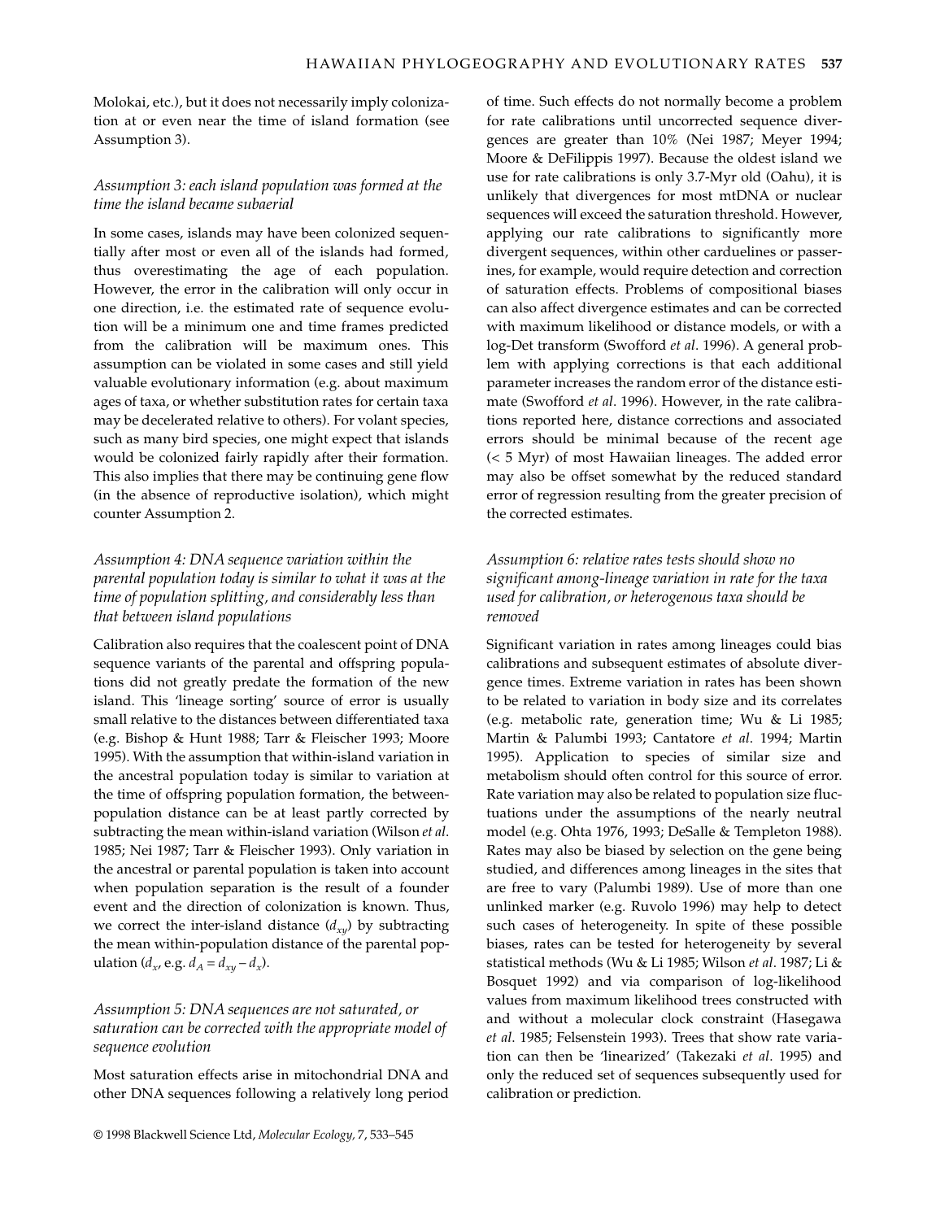Molokai, etc.), but it does not necessarily imply colonization at or even near the time of island formation (see Assumption 3).

### *Assumption 3: each island population was formed at the time the island became subaerial*

In some cases, islands may have been colonized sequentially after most or even all of the islands had formed, thus overestimating the age of each population. However, the error in the calibration will only occur in one direction, i.e. the estimated rate of sequence evolution will be a minimum one and time frames predicted from the calibration will be maximum ones. This assumption can be violated in some cases and still yield valuable evolutionary information (e.g. about maximum ages of taxa, or whether substitution rates for certain taxa may be decelerated relative to others). For volant species, such as many bird species, one might expect that islands would be colonized fairly rapidly after their formation. This also implies that there may be continuing gene flow (in the absence of reproductive isolation), which might counter Assumption 2.

### *Assumption 4: DNA sequence variation within the parental population today is similar to what it was at the time of population splitting, and considerably less than that between island populations*

Calibration also requires that the coalescent point of DNA sequence variants of the parental and offspring populations did not greatly predate the formation of the new island. This 'lineage sorting' source of error is usually small relative to the distances between differentiated taxa (e.g. Bishop & Hunt 1988; Tarr & Fleischer 1993; Moore 1995). With the assumption that within-island variation in the ancestral population today is similar to variation at the time of offspring population formation, the between-population distance can be at least partly corrected by subtracting the mean within-island variation (Wilson *et al*. 1985; Nei 1987; Tarr & Fleischer 1993). Only variation in the ancestral or parental population is taken into account when population separation is the result of a founder event and the direction of colonization is known. Thus, we correct the inter-island distance ($d_{xy}$) by subtracting the mean within-population distance of the parental population ($d_x$, e.g. $d_A = d_{xy} - d_x$).

### *Assumption 5: DNA sequences are not saturated, or saturation can be corrected with the appropriate model of sequence evolution*

Most saturation effects arise in mitochondrial DNA and other DNA sequences following a relatively long period of time. Such effects do not normally become a problem for rate calibrations until uncorrected sequence divergences are greater than 10% (Nei 1987; Meyer 1994; Moore & DeFilippis 1997). Because the oldest island we use for rate calibrations is only 3.7-Myr old (Oahu), it is unlikely that divergences for most mtDNA or nuclear sequences will exceed the saturation threshold. However, applying our rate calibrations to significantly more divergent sequences, within other carduelines or passerines, for example, would require detection and correction of saturation effects. Problems of compositional biases can also affect divergence estimates and can be corrected with maximum likelihood or distance models, or with a log-Det transform (Swofford *et al*. 1996). A general problem with applying corrections is that each additional parameter increases the random error of the distance estimate (Swofford *et al*. 1996). However, in the rate calibrations reported here, distance corrections and associated errors should be minimal because of the recent age (< 5 Myr) of most Hawaiian lineages. The added error may also be offset somewhat by the reduced standard error of regression resulting from the greater precision of the corrected estimates.

### *Assumption 6: relative rates tests should show no significant among-lineage variation in rate for the taxa used for calibration, or heterogenous taxa should be removed*

Significant variation in rates among lineages could bias calibrations and subsequent estimates of absolute divergence times. Extreme variation in rates has been shown to be related to variation in body size and its correlates (e.g. metabolic rate, generation time; Wu & Li 1985; Martin & Palumbi 1993; Cantatore *et al*. 1994; Martin 1995). Application to species of similar size and metabolism should often control for this source of error. Rate variation may also be related to population size fluctuations under the assumptions of the nearly neutral model (e.g. Ohta 1976, 1993; DeSalle & Templeton 1988). Rates may also be biased by selection on the gene being studied, and differences among lineages in the sites that are free to vary (Palumbi 1989). Use of more than one unlinked marker (e.g. Ruvolo 1996) may help to detect such cases of heterogeneity. In spite of these possible biases, rates can be tested for heterogeneity by several statistical methods (Wu & Li 1985; Wilson *et al*. 1987; Li & Bosquet 1992) and via comparison of log-likelihood values from maximum likelihood trees constructed with and without a molecular clock constraint (Hasegawa *et al*. 1985; Felsenstein 1993). Trees that show rate variation can then be 'linearized' (Takezaki *et al*. 1995) and only the reduced set of sequences subsequently used for calibration or prediction.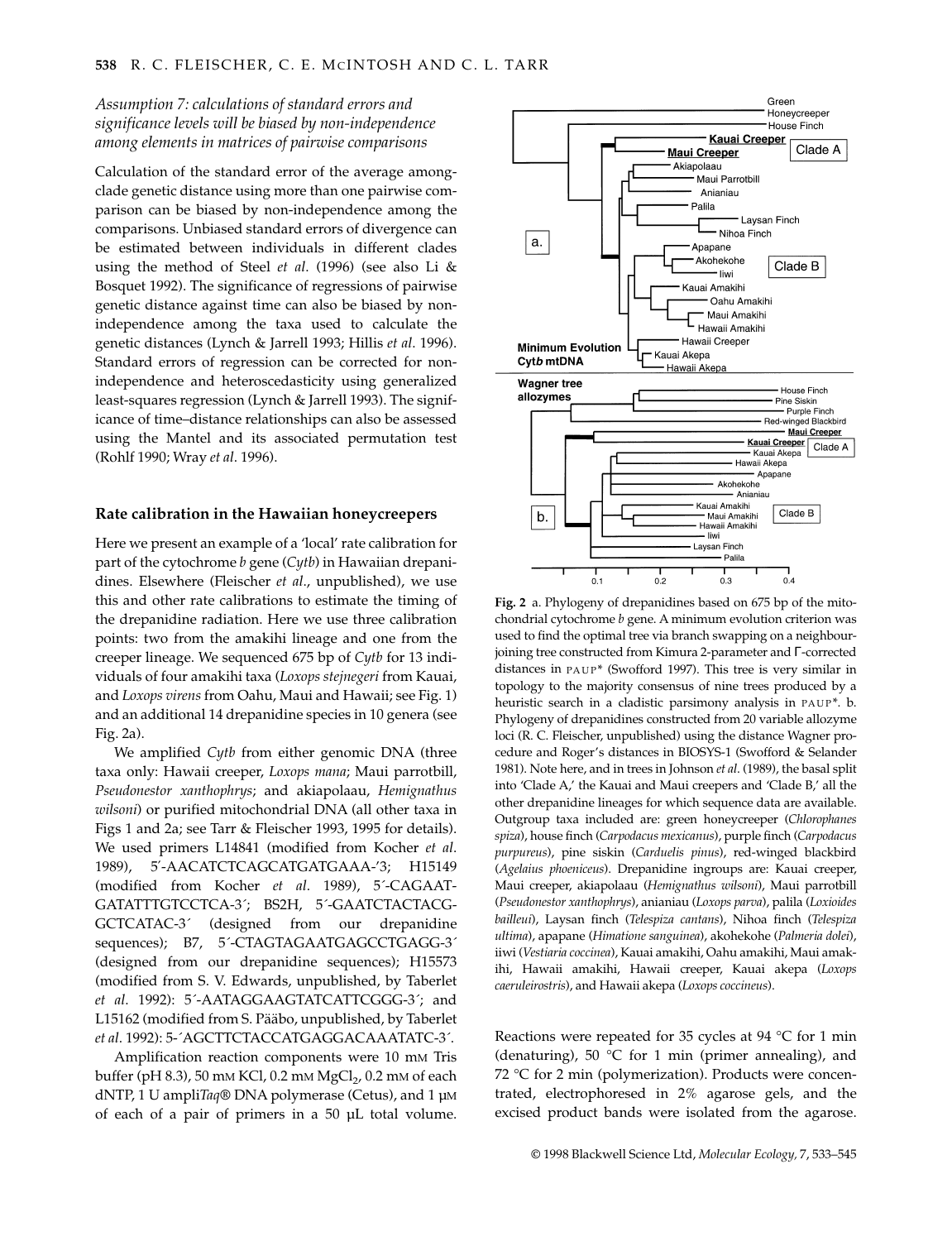*Assumption 7: calculations of standard errors and significance levels will be biased by non-independence among elements in matrices of pairwise comparisons*

Calculation of the standard error of the average among-clade genetic distance using more than one pairwise comparison can be biased by non-independence among the comparisons. Unbiased standard errors of divergence can be estimated between individuals in different clades using the method of Steel *et al*. (1996) (see also Li & Bosquet 1992). The significance of regressions of pairwise genetic distance against time can also be biased by non-independence among the taxa used to calculate the genetic distances (Lynch & Jarrell 1993; Hillis *et al*. 1996). Standard errors of regression can be corrected for non-independence and heteroscedasticity using generalized least-squares regression (Lynch & Jarrell 1993). The significance of time–distance relationships can also be assessed using the Mantel and its associated permutation test (Rohlf 1990; Wray *et al*. 1996).

## Rate calibration in the Hawaiian honeycreepers

Here we present an example of a 'local' rate calibration for part of the cytochrome *b* gene (*Cytb*) in Hawaiian drepanidines. Elsewhere (Fleischer *et al*., unpublished), we use this and other rate calibrations to estimate the timing of the drepanidine radiation. Here we use three calibration points: two from the amakihi lineage and one from the creeper lineage. We sequenced 675 bp of *Cytb* for 13 individuals of four amakihi taxa (*Loxops stejnegeri* from Kauai, and *Loxops virens* from Oahu, Maui and Hawaii; see Fig. 1) and an additional 14 drepanidine species in 10 genera (see Fig. 2a).

We amplified *Cytb* from either genomic DNA (three taxa only: Hawaii creeper, *Loxops mana*; Maui parrotbill, *Pseudonestor xanthophrys*; and akiapolaau, *Hemignathus wilsoni*) or purified mitochondrial DNA (all other taxa in Figs 1 and 2a; see Tarr & Fleischer 1993, 1995 for details). We used primers L14841 (modified from Kocher *et al*. 1989), 5′-AACATCTCAGCATGATGAAA-′3; H15149 (modified from Kocher *et al*. 1989), 5′-CAGAATGATATTTGTCCTCA-3′; BS2H, 5′-GAATCTACTACGGCTCATAC-3′ (designed from our drepanidine sequences); B7, 5′-CTAGTAGAATGAGCCTGAGG-3′ (designed from our drepanidine sequences); H15573 (modified from S. V. Edwards, unpublished, by Taberlet *et al*. 1992): 5′-AATAGGAAGTATCATTCGGG-3′; and L15162 (modified from S. Pääbo, unpublished, by Taberlet *et al*. 1992): 5-′AGCTTCTACCATGAGGACAAATATC-3′.

Amplification reaction components were 10 mM Tris buffer (pH 8.3), 50 mM KCl, 0.2 mM $MgCl_2$, 0.2 mM of each dNTP, 1 U ampli*Taq*® DNA polymerase (Cetus), and 1 μM of each of a pair of primers in a 50 μL total volume. Reactions were repeated for 35 cycles at 94 °C for 1 min (denaturing), 50 °C for 1 min (primer annealing), and 72 °C for 2 min (polymerization). Products were concentrated, electrophoresed in 2% agarose gels, and the excised product bands were isolated from the agarose.

a.
Minimum Evolution
Cyt*b* mtDNA
Green Honeycreeper
House Finch
Kauai Creeper
Maui Creeper
Clade A
Akiapolaau
Maui Parrotbill
Anianiau
Palila
Laysan Finch
Nihoa Finch
Apapane
Akohekohe
Iiwi
Clade B
Kauai Amakihi
Oahu Amakihi
Maui Amakihi
Hawaii Amakihi
Hawaii Creeper
Kauai Akepa
Hawaii Akepa

b.
Wagner tree
allozymes
House Finch
Pine Siskin
Purple Finch
Red-winged Blackbird
Maui Creeper
Kauai Creeper
Clade A
Kauai Akepa
Hawaii Akepa
Apapane
Akohekohe
Anianiau
Kauai Amakihi
Maui Amakihi
Hawaii Amakihi
Clade B
Iiwi
Laysan Finch
Palila
0.1
0.2
0.3
0.4

**Fig. 2** a. Phylogeny of drepanidines based on 675 bp of the mitochondrial cytochrome *b* gene. A minimum evolution criterion was used to find the optimal tree via branch swapping on a neighbour-joining tree constructed from Kimura 2-parameter and Γ-corrected distances in PAUP* (Swofford 1997). This tree is very similar in topology to the majority consensus of nine trees produced by a heuristic search in a cladistic parsimony analysis in PAUP*. b. Phylogeny of drepanidines constructed from 20 variable allozyme loci (R. C. Fleischer, unpublished) using the distance Wagner procedure and Roger's distances in BIOSYS-1 (Swofford & Selander 1981). Note here, and in trees in Johnson *et al*. (1989), the basal split into 'Clade A,' the Kauai and Maui creepers and 'Clade B,' all the other drepanidine lineages for which sequence data are available. Outgroup taxa included are: green honeycreeper (*Chlorophanes spiza*), house finch (*Carpodacus mexicanus*), purple finch (*Carpodacus purpureus*), pine siskin (*Carduelis pinus*), red-winged blackbird (*Agelaius phoeniceus*). Drepanidine ingroups are: Kauai creeper, Maui creeper, akiapolaau (*Hemignathus wilsoni*), Maui parrotbill (*Pseudonestor xanthophrys*), anianiau (*Loxops parva*), palila (*Loxioides bailleui*), Laysan finch (*Telespiza cantans*), Nihoa finch (*Telespiza ultima*), apapane (*Himatione sanguinea*), akohekohe (*Palmeria dolei*), iiwi (*Vestiaria coccinea*), Kauai amakihi, Oahu amakihi, Maui amakihi, Hawaii amakihi, Hawaii creeper, Kauai akepa (*Loxops caeruleirostris*), and Hawaii akepa (*Loxops coccineus*).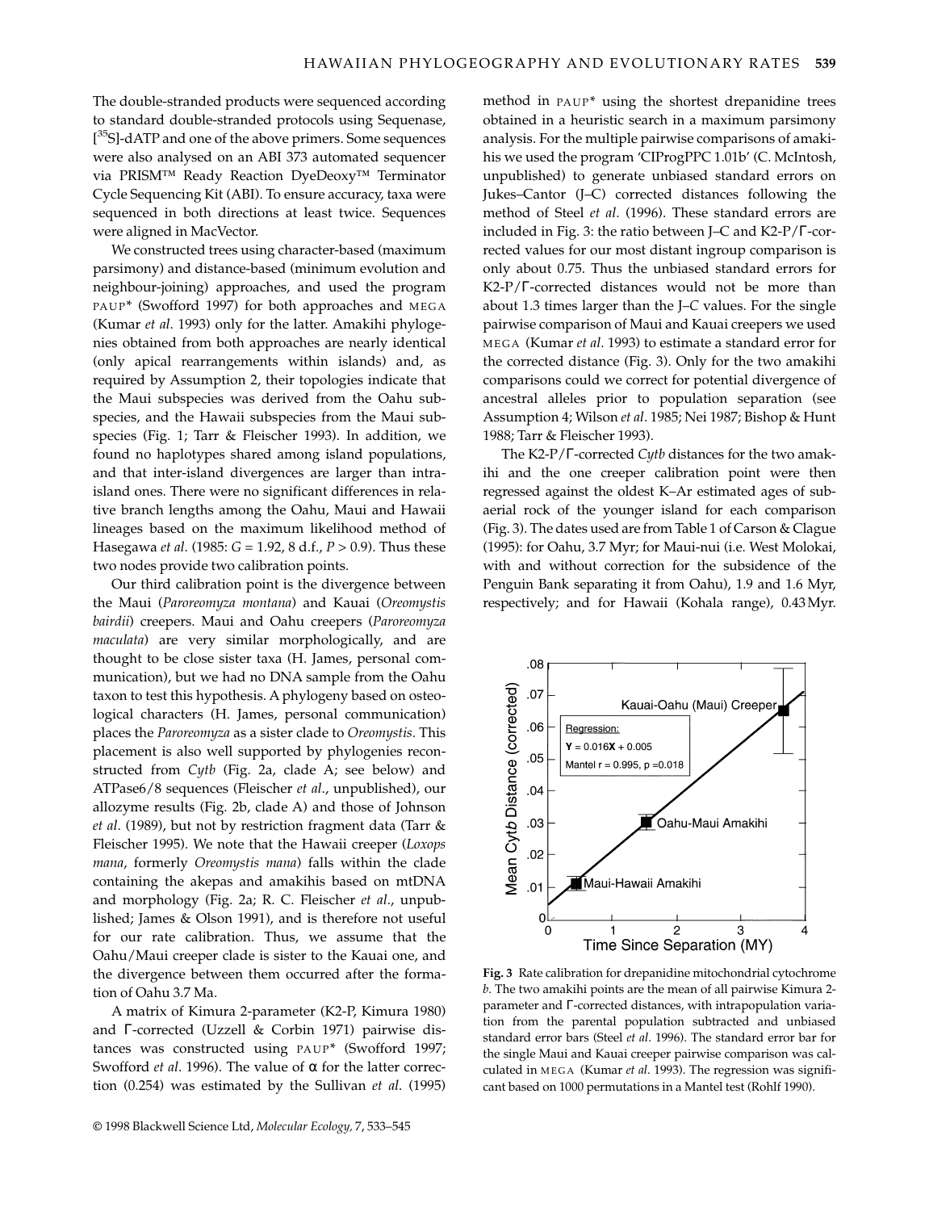The double-stranded products were sequenced according to standard double-stranded protocols using Sequenase, [$^{35}$S]-dATP and one of the above primers. Some sequences were also analysed on an ABI 373 automated sequencer via PRISM™ Ready Reaction DyeDeoxy™ Terminator Cycle Sequencing Kit (ABI). To ensure accuracy, taxa were sequenced in both directions at least twice. Sequences were aligned in MacVector.

We constructed trees using character-based (maximum parsimony) and distance-based (minimum evolution and neighbour-joining) approaches, and used the program PAUP* (Swofford 1997) for both approaches and MEGA (Kumar *et al*. 1993) only for the latter. Amakihi phylogenies obtained from both approaches are nearly identical (only apical rearrangements within islands) and, as required by Assumption 2, their topologies indicate that the Maui subspecies was derived from the Oahu subspecies, and the Hawaii subspecies from the Maui subspecies (Fig. 1; Tarr & Fleischer 1993). In addition, we found no haplotypes shared among island populations, and that inter-island divergences are larger than intra-island ones. There were no significant differences in relative branch lengths among the Oahu, Maui and Hawaii lineages based on the maximum likelihood method of Hasegawa *et al*. (1985: $G = 1.92$, 8 d.f., $P > 0.9$). Thus these two nodes provide two calibration points.

Our third calibration point is the divergence between the Maui (*Paroreomyza montana*) and Kauai (*Oreomystis bairdii*) creepers. Maui and Oahu creepers (*Paroreomyza maculata*) are very similar morphologically, and are thought to be close sister taxa (H. James, personal communication), but we had no DNA sample from the Oahu taxon to test this hypothesis. A phylogeny based on osteological characters (H. James, personal communication) places the *Paroreomyza* as a sister clade to *Oreomystis*. This placement is also well supported by phylogenies reconstructed from *Cytb* (Fig. 2a, clade A; see below) and ATPase6/8 sequences (Fleischer *et al*., unpublished), our allozyme results (Fig. 2b, clade A) and those of Johnson *et al*. (1989), but not by restriction fragment data (Tarr & Fleischer 1995). We note that the Hawaii creeper (*Loxops mana*, formerly *Oreomystis mana*) falls within the clade containing the akepas and amakihis based on mtDNA and morphology (Fig. 2a; R. C. Fleischer *et al*., unpublished; James & Olson 1991), and is therefore not useful for our rate calibration. Thus, we assume that the Oahu/Maui creeper clade is sister to the Kauai one, and the divergence between them occurred after the formation of Oahu 3.7 Ma.

A matrix of Kimura 2-parameter (K2-P, Kimura 1980) and Γ-corrected (Uzzell & Corbin 1971) pairwise distances was constructed using PAUP* (Swofford 1997; Swofford *et al*. 1996). The value of α for the latter correction (0.254) was estimated by the Sullivan *et al*. (1995) method in PAUP* using the shortest drepanidine trees obtained in a heuristic search in a maximum parsimony analysis. For the multiple pairwise comparisons of amakihis we used the program 'CIProgPPC 1.01b' (C. McIntosh, unpublished) to generate unbiased standard errors on Jukes–Cantor (J–C) corrected distances following the method of Steel *et al*. (1996). These standard errors are included in Fig. 3: the ratio between J–C and K2-P/Γ-corrected values for our most distant ingroup comparison is only about 0.75. Thus the unbiased standard errors for K2-P/Γ-corrected distances would not be more than about 1.3 times larger than the J–C values. For the single pairwise comparison of Maui and Kauai creepers we used MEGA (Kumar *et al*. 1993) to estimate a standard error for the corrected distance (Fig. 3). Only for the two amakihi comparisons could we correct for potential divergence of ancestral alleles prior to population separation (see Assumption 4; Wilson *et al*. 1985; Nei 1987; Bishop & Hunt 1988; Tarr & Fleischer 1993).

The K2-P/Γ-corrected *Cytb* distances for the two amakihi and the one creeper calibration point were then regressed against the oldest K–Ar estimated ages of subaerial rock of the younger island for each comparison (Fig. 3). The dates used are from Table 1 of Carson & Clague (1995): for Oahu, 3.7 Myr; for Maui-nui (i.e. West Molokai, with and without correction for the subsidence of the Penguin Bank separating it from Oahu), 1.9 and 1.6 Myr, respectively; and for Hawaii (Kohala range), 0.43 Myr.

Mean *Cytb* Distance (corrected)
Time Since Separation (MY)
Kauai-Oahu (Maui) Creeper
Oahu-Maui Amakihi
Maui-Hawaii Amakihi
Regression:
$Y = 0.016X + 0.005$
Mantel r = 0.995, p =0.018

**Fig. 3** Rate calibration for drepanidine mitochondrial cytochrome *b*. The two amakihi points are the mean of all pairwise Kimura 2-parameter and Γ-corrected distances, with intrapopulation variation from the parental population subtracted and unbiased standard error bars (Steel *et al*. 1996). The standard error bar for the single Maui and Kauai creeper pairwise comparison was calculated in MEGA (Kumar *et al*. 1993). The regression was significant based on 1000 permutations in a Mantel test (Rohlf 1990).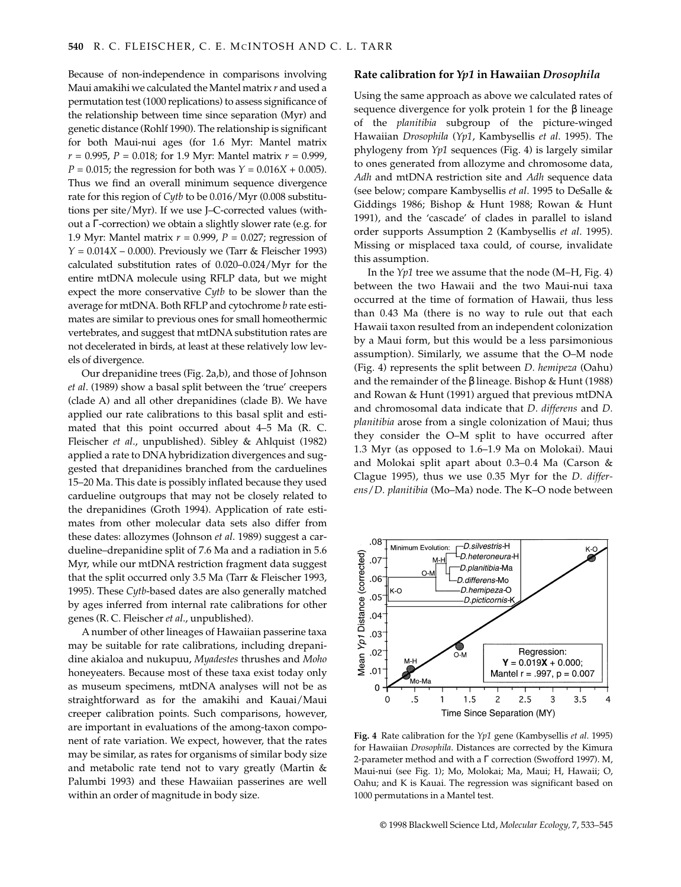Because of non-independence in comparisons involving Maui amakihi we calculated the Mantel matrix $r$ and used a permutation test (1000 replications) to assess significance of the relationship between time since separation (Myr) and genetic distance (Rohlf 1990). The relationship is significant for both Maui-nui ages (for 1.6 Myr: Mantel matrix $r = 0.995$, $P = 0.018$; for 1.9 Myr: Mantel matrix $r = 0.999$, $P = 0.015$; the regression for both was $Y = 0.016X + 0.005$). Thus we find an overall minimum sequence divergence rate for this region of *Cytb* to be 0.016/Myr (0.008 substitutions per site/Myr). If we use J–C-corrected values (without a Γ-correction) we obtain a slightly slower rate (e.g. for 1.9 Myr: Mantel matrix $r = 0.999$, $P = 0.027$; regression of $Y = 0.014X - 0.000$). Previously we (Tarr & Fleischer 1993) calculated substitution rates of 0.020–0.024/Myr for the entire mtDNA molecule using RFLP data, but we might expect the more conservative *Cytb* to be slower than the average for mtDNA. Both RFLP and cytochrome *b* rate estimates are similar to previous ones for small homeothermic vertebrates, and suggest that mtDNA substitution rates are not decelerated in birds, at least at these relatively low levels of divergence.

Our drepanidine trees (Fig. 2a,b), and those of Johnson *et al*. (1989) show a basal split between the 'true' creepers (clade A) and all other drepanidines (clade B). We have applied our rate calibrations to this basal split and estimated that this point occurred about 4–5 Ma (R. C. Fleischer *et al*., unpublished). Sibley & Ahlquist (1982) applied a rate to DNA hybridization divergences and suggested that drepanidines branched from the carduelines 15–20 Ma. This date is possibly inflated because they used cardueline outgroups that may not be closely related to the drepanidines (Groth 1994). Application of rate estimates from other molecular data sets also differ from these dates: allozymes (Johnson *et al*. 1989) suggest a cardueline–drepanidine split of 7.6 Ma and a radiation in 5.6 Myr, while our mtDNA restriction fragment data suggest that the split occurred only 3.5 Ma (Tarr & Fleischer 1993, 1995). These *Cytb*-based dates are also generally matched by ages inferred from internal rate calibrations for other genes (R. C. Fleischer *et al*., unpublished).

A number of other lineages of Hawaiian passerine taxa may be suitable for rate calibrations, including drepanidine akialoa and nukupuu, *Myadestes* thrushes and *Moho* honeyeaters. Because most of these taxa exist today only as museum specimens, mtDNA analyses will not be as straightforward as for the amakihi and Kauai/Maui creeper calibration points. Such comparisons, however, are important in evaluations of the among-taxon component of rate variation. We expect, however, that the rates may be similar, as rates for organisms of similar body size and metabolic rate tend not to vary greatly (Martin & Palumbi 1993) and these Hawaiian passerines are well within an order of magnitude in body size.

### Rate calibration for *Yp1* in Hawaiian *Drosophila*

Using the same approach as above we calculated rates of sequence divergence for yolk protein 1 for the β lineage of the *planitibia* subgroup of the picture-winged Hawaiian *Drosophila* (*Yp1*, Kambysellis *et al*. 1995). The phylogeny from *Yp1* sequences (Fig. 4) is largely similar to ones generated from allozyme and chromosome data, *Adh* and mtDNA restriction site and *Adh* sequence data (see below; compare Kambysellis *et al*. 1995 to DeSalle & Giddings 1986; Bishop & Hunt 1988; Rowan & Hunt 1991), and the 'cascade' of clades in parallel to island order supports Assumption 2 (Kambysellis *et al*. 1995). Missing or misplaced taxa could, of course, invalidate this assumption.

In the *Yp1* tree we assume that the node (M–H, Fig. 4) between the two Hawaii and the two Maui-nui taxa occurred at the time of formation of Hawaii, thus less than 0.43 Ma (there is no way to rule out that each Hawaii taxon resulted from an independent colonization by a Maui form, but this would be a less parsimonious assumption). Similarly, we assume that the O–M node (Fig. 4) represents the split between *D. hemipeza* (Oahu) and the remainder of the β lineage. Bishop & Hunt (1988) and Rowan & Hunt (1991) argued that previous mtDNA and chromosomal data indicate that *D. differens* and *D. planitibia* arose from a single colonization of Maui; thus they consider the O–M split to have occurred after 1.3 Myr (as opposed to 1.6–1.9 Ma on Molokai). Maui and Molokai split apart about 0.3–0.4 Ma (Carson & Clague 1995), thus we use 0.35 Myr for the *D. differens*/*D. planitibia* (Mo–Ma) node. The K–O node between

Minimum Evolution: D.silvestris-H, D.heteroneura-H, D.planitibia-Ma, D.differens-Mo, D.hemipeza-O, D.picticornis-K
M-H
O-M
K-O
Mo-Ma
Mean *Yp1* Distance (corrected)
0, .01, .02, .03, .04, .05, .06, .07, .08
Time Since Separation (MY)
0, .5, 1, 1.5, 2, 2.5, 3, 3.5, 4
Regression:
**Y** = 0.019**X** + 0.000;
Mantel r = .997, p = 0.007

**Fig. 4** Rate calibration for the *Yp1* gene (Kambysellis *et al*. 1995) for Hawaiian *Drosophila*. Distances are corrected by the Kimura 2-parameter method and with a Γ correction (Swofford 1997). M, Maui-nui (see Fig. 1); Mo, Molokai; Ma, Maui; H, Hawaii; O, Oahu; and K is Kauai. The regression was significant based on 1000 permutations in a Mantel test.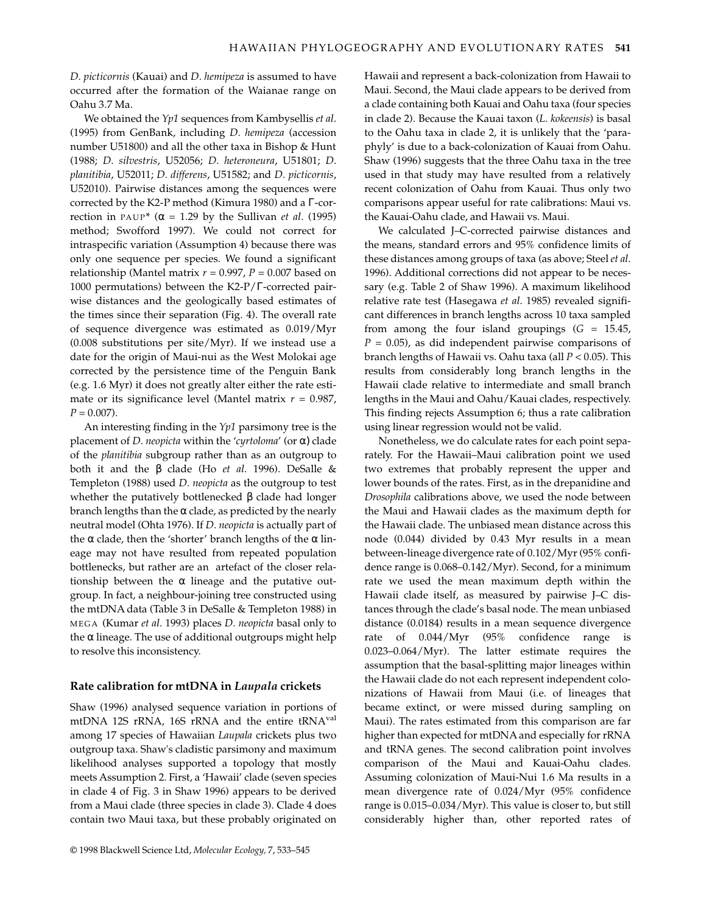*D. picticornis* (Kauai) and *D. hemipeza* is assumed to have occurred after the formation of the Waianae range on Oahu 3.7 Ma.

We obtained the *Yp1* sequences from Kambysellis *et al*. (1995) from GenBank, including *D. hemipeza* (accession number U51800) and all the other taxa in Bishop & Hunt (1988; *D. silvestris*, U52056; *D. heteroneura*, U51801; *D. planitibia*, U52011; *D. differens*, U51582; and *D. picticornis*, U52010). Pairwise distances among the sequences were corrected by the K2-P method (Kimura 1980) and a Γ-correction in PAUP* ($\alpha$ = 1.29 by the Sullivan *et al*. (1995) method; Swofford 1997). We could not correct for intraspecific variation (Assumption 4) because there was only one sequence per species. We found a significant relationship (Mantel matrix $r = 0.997$, $P = 0.007$ based on 1000 permutations) between the K2-P/Γ-corrected pairwise distances and the geologically based estimates of the times since their separation (Fig. 4). The overall rate of sequence divergence was estimated as 0.019/Myr (0.008 substitutions per site/Myr). If we instead use a date for the origin of Maui-nui as the West Molokai age corrected by the persistence time of the Penguin Bank (e.g. 1.6 Myr) it does not greatly alter either the rate estimate or its significance level (Mantel matrix $r = 0.987$, $P = 0.007$).

An interesting finding in the *Yp1* parsimony tree is the placement of *D. neopicta* within the '*cyrtoloma*' (or α) clade of the *planitibia* subgroup rather than as an outgroup to both it and the β clade (Ho *et al*. 1996). DeSalle & Templeton (1988) used *D. neopicta* as the outgroup to test whether the putatively bottlenecked β clade had longer branch lengths than the α clade, as predicted by the nearly neutral model (Ohta 1976). If *D. neopicta* is actually part of the α clade, then the 'shorter' branch lengths of the α lineage may not have resulted from repeated population bottlenecks, but rather are an artefact of the closer relationship between the α lineage and the putative outgroup. In fact, a neighbour-joining tree constructed using the mtDNA data (Table 3 in DeSalle & Templeton 1988) in MEGA (Kumar *et al*. 1993) places *D. neopicta* basal only to the α lineage. The use of additional outgroups might help to resolve this inconsistency.

## Rate calibration for mtDNA in *Laupala* crickets

Shaw (1996) analysed sequence variation in portions of mtDNA 12S rRNA, 16S rRNA and the entire tRNA[val] among 17 species of Hawaiian *Laupala* crickets plus two outgroup taxa. Shaw's cladistic parsimony and maximum likelihood analyses supported a topology that mostly meets Assumption 2. First, a 'Hawaii' clade (seven species in clade 4 of Fig. 3 in Shaw 1996) appears to be derived from a Maui clade (three species in clade 3). Clade 4 does contain two Maui taxa, but these probably originated on Hawaii and represent a back-colonization from Hawaii to Maui. Second, the Maui clade appears to be derived from a clade containing both Kauai and Oahu taxa (four species in clade 2). Because the Kauai taxon (*L. kokeensis*) is basal to the Oahu taxa in clade 2, it is unlikely that the 'paraphyly' is due to a back-colonization of Kauai from Oahu. Shaw (1996) suggests that the three Oahu taxa in the tree used in that study may have resulted from a relatively recent colonization of Oahu from Kauai. Thus only two comparisons appear useful for rate calibrations: Maui vs. the Kauai-Oahu clade, and Hawaii vs. Maui.

We calculated J–C-corrected pairwise distances and the means, standard errors and 95% confidence limits of these distances among groups of taxa (as above; Steel *et al*. 1996). Additional corrections did not appear to be necessary (e.g. Table 2 of Shaw 1996). A maximum likelihood relative rate test (Hasegawa *et al*. 1985) revealed significant differences in branch lengths across 10 taxa sampled from among the four island groupings ($G = 15.45$, $P = 0.05$), as did independent pairwise comparisons of branch lengths of Hawaii vs. Oahu taxa (all $P < 0.05$). This results from considerably long branch lengths in the Hawaii clade relative to intermediate and small branch lengths in the Maui and Oahu/Kauai clades, respectively. This finding rejects Assumption 6; thus a rate calibration using linear regression would not be valid.

Nonetheless, we do calculate rates for each point separately. For the Hawaii–Maui calibration point we used two extremes that probably represent the upper and lower bounds of the rates. First, as in the drepanidine and *Drosophila* calibrations above, we used the node between the Maui and Hawaii clades as the maximum depth for the Hawaii clade. The unbiased mean distance across this node (0.044) divided by 0.43 Myr results in a mean between-lineage divergence rate of 0.102/Myr (95% confidence range is 0.068–0.142/Myr). Second, for a minimum rate we used the mean maximum depth within the Hawaii clade itself, as measured by pairwise J–C distances through the clade's basal node. The mean unbiased distance (0.0184) results in a mean sequence divergence rate of 0.044/Myr (95% confidence range is 0.023–0.064/Myr). The latter estimate requires the assumption that the basal-splitting major lineages within the Hawaii clade do not each represent independent colonizations of Hawaii from Maui (i.e. of lineages that became extinct, or were missed during sampling on Maui). The rates estimated from this comparison are far higher than expected for mtDNA and especially for rRNA and tRNA genes. The second calibration point involves comparison of the Maui and Kauai-Oahu clades. Assuming colonization of Maui-Nui 1.6 Ma results in a mean divergence rate of 0.024/Myr (95% confidence range is 0.015–0.034/Myr). This value is closer to, but still considerably higher than, other reported rates of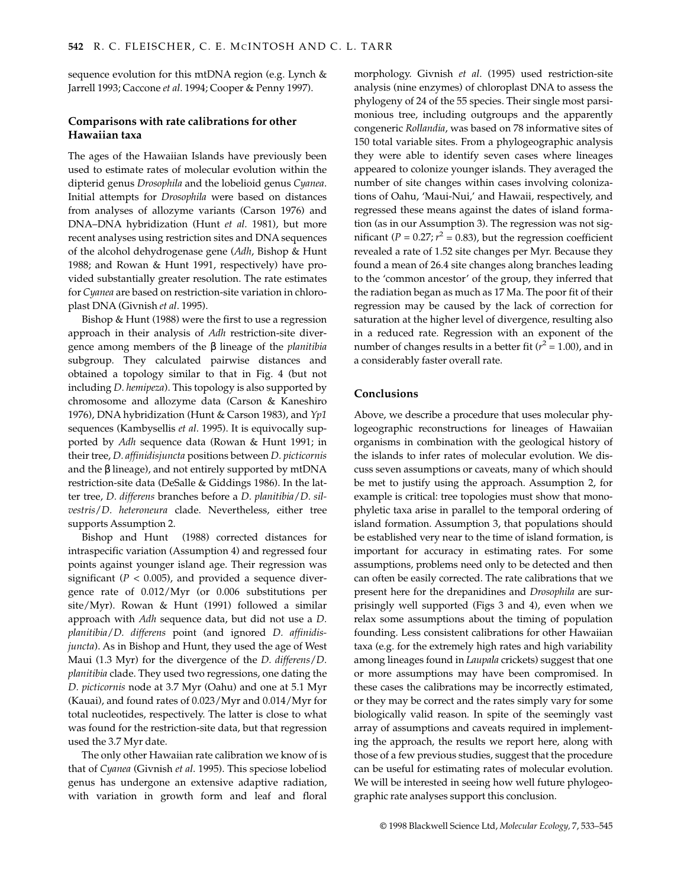sequence evolution for this mtDNA region (e.g. Lynch & Jarrell 1993; Caccone *et al*. 1994; Cooper & Penny 1997).

### Comparisons with rate calibrations for other Hawaiian taxa

The ages of the Hawaiian Islands have previously been used to estimate rates of molecular evolution within the dipterid genus *Drosophila* and the lobelioid genus *Cyanea*. Initial attempts for *Drosophila* were based on distances from analyses of allozyme variants (Carson 1976) and DNA–DNA hybridization (Hunt *et al*. 1981), but more recent analyses using restriction sites and DNA sequences of the alcohol dehydrogenase gene (*Adh*, Bishop & Hunt 1988; and Rowan & Hunt 1991, respectively) have provided substantially greater resolution. The rate estimates for *Cyanea* are based on restriction-site variation in chloroplast DNA (Givnish *et al*. 1995).

Bishop & Hunt (1988) were the first to use a regression approach in their analysis of *Adh* restriction-site divergence among members of the β lineage of the *planitibia* subgroup. They calculated pairwise distances and obtained a topology similar to that in Fig. 4 (but not including *D. hemipeza*). This topology is also supported by chromosome and allozyme data (Carson & Kaneshiro 1976), DNA hybridization (Hunt & Carson 1983), and *Yp1* sequences (Kambysellis *et al*. 1995). It is equivocally supported by *Adh* sequence data (Rowan & Hunt 1991; in their tree, *D. affinidisjuncta* positions between *D. picticornis* and the β lineage), and not entirely supported by mtDNA restriction-site data (DeSalle & Giddings 1986). In the latter tree, *D. differens* branches before a *D. planitibia*/*D. silvestris*/*D. heteroneura* clade. Nevertheless, either tree supports Assumption 2.

Bishop and Hunt (1988) corrected distances for intraspecific variation (Assumption 4) and regressed four points against younger island age. Their regression was significant ($P < 0.005$), and provided a sequence divergence rate of 0.012/Myr (or 0.006 substitutions per site/Myr). Rowan & Hunt (1991) followed a similar approach with *Adh* sequence data, but did not use a *D. planitibia*/*D. differens* point (and ignored *D. affinidisjuncta*). As in Bishop and Hunt, they used the age of West Maui (1.3 Myr) for the divergence of the *D. differens*/*D. planitibia* clade. They used two regressions, one dating the *D. picticornis* node at 3.7 Myr (Oahu) and one at 5.1 Myr (Kauai), and found rates of 0.023/Myr and 0.014/Myr for total nucleotides, respectively. The latter is close to what was found for the restriction-site data, but that regression used the 3.7 Myr date.

The only other Hawaiian rate calibration we know of is that of *Cyanea* (Givnish *et al*. 1995). This speciose lobeliod genus has undergone an extensive adaptive radiation, with variation in growth form and leaf and floral morphology. Givnish *et al*. (1995) used restriction-site analysis (nine enzymes) of chloroplast DNA to assess the phylogeny of 24 of the 55 species. Their single most parsimonious tree, including outgroups and the apparently congeneric *Rollandia*, was based on 78 informative sites of 150 total variable sites. From a phylogeographic analysis they were able to identify seven cases where lineages appeared to colonize younger islands. They averaged the number of site changes within cases involving colonizations of Oahu, 'Maui-Nui,' and Hawaii, respectively, and regressed these means against the dates of island formation (as in our Assumption 3). The regression was not significant ($P = 0.27$; $r^2 = 0.83$), but the regression coefficient revealed a rate of 1.52 site changes per Myr. Because they found a mean of 26.4 site changes along branches leading to the 'common ancestor' of the group, they inferred that the radiation began as much as 17 Ma. The poor fit of their regression may be caused by the lack of correction for saturation at the higher level of divergence, resulting also in a reduced rate. Regression with an exponent of the number of changes results in a better fit ($r^2 = 1.00$), and in a considerably faster overall rate.

### Conclusions

Above, we describe a procedure that uses molecular phylogeographic reconstructions for lineages of Hawaiian organisms in combination with the geological history of the islands to infer rates of molecular evolution. We discuss seven assumptions or caveats, many of which should be met to justify using the approach. Assumption 2, for example is critical: tree topologies must show that monophyletic taxa arise in parallel to the temporal ordering of island formation. Assumption 3, that populations should be established very near to the time of island formation, is important for accuracy in estimating rates. For some assumptions, problems need only to be detected and then can often be easily corrected. The rate calibrations that we present here for the drepanidines and *Drosophila* are surprisingly well supported (Figs 3 and 4), even when we relax some assumptions about the timing of population founding. Less consistent calibrations for other Hawaiian taxa (e.g. for the extremely high rates and high variability among lineages found in *Laupala* crickets) suggest that one or more assumptions may have been compromised. In these cases the calibrations may be incorrectly estimated, or they may be correct and the rates simply vary for some biologically valid reason. In spite of the seemingly vast array of assumptions and caveats required in implementing the approach, the results we report here, along with those of a few previous studies, suggest that the procedure can be useful for estimating rates of molecular evolution. We will be interested in seeing how well future phylogeographic rate analyses support this conclusion.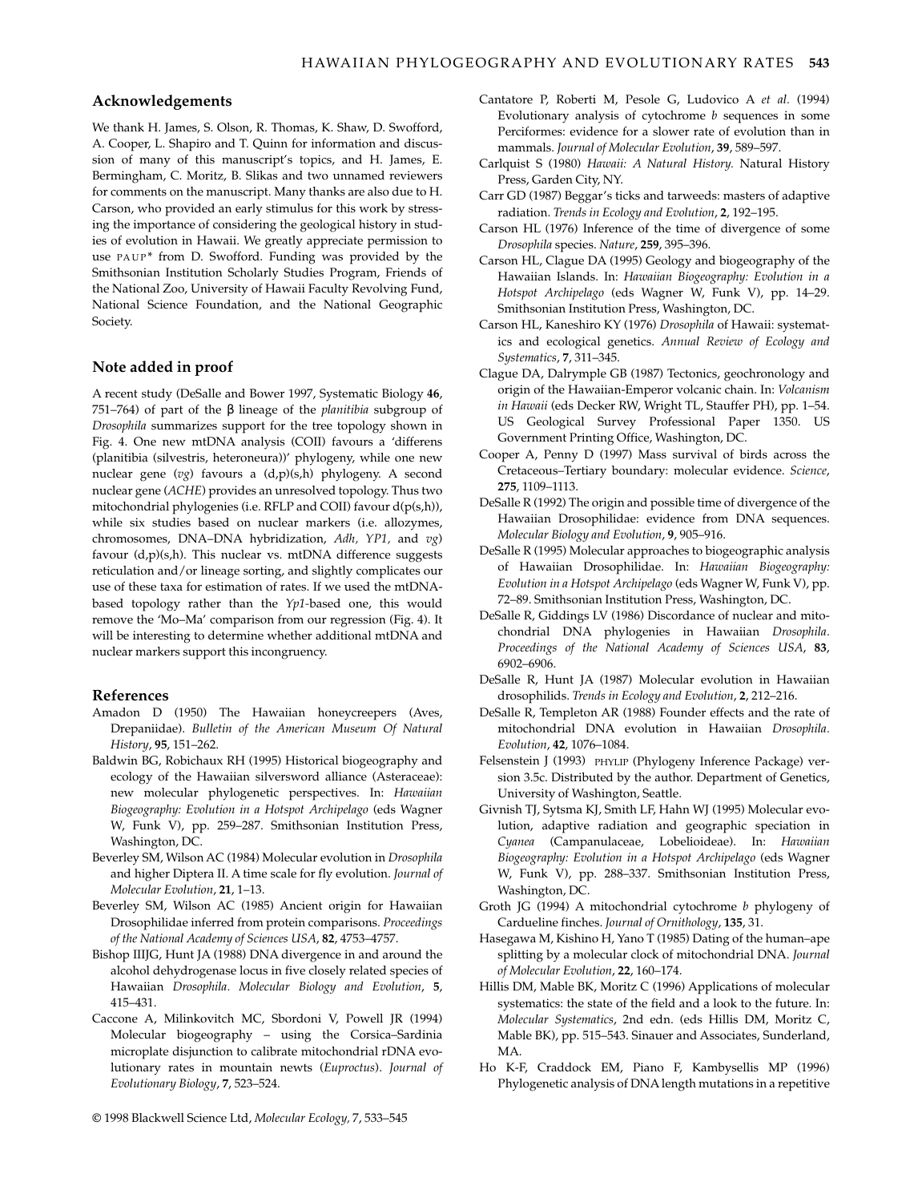## Acknowledgements

We thank H. James, S. Olson, R. Thomas, K. Shaw, D. Swofford, A. Cooper, L. Shapiro and T. Quinn for information and discussion of many of this manuscript's topics, and H. James, E. Bermingham, C. Moritz, B. Slikas and two unnamed reviewers for comments on the manuscript. Many thanks are also due to H. Carson, who provided an early stimulus for this work by stressing the importance of considering the geological history in studies of evolution in Hawaii. We greatly appreciate permission to use PAUP* from D. Swofford. Funding was provided by the Smithsonian Institution Scholarly Studies Program, Friends of the National Zoo, University of Hawaii Faculty Revolving Fund, National Science Foundation, and the National Geographic Society.

## Note added in proof

A recent study (DeSalle and Bower 1997, Systematic Biology **46**, 751–764) of part of the β lineage of the *planitibia* subgroup of *Drosophila* summarizes support for the tree topology shown in Fig. 4. One new mtDNA analysis (COII) favours a 'differens (planitibia (silvestris, heteroneura))' phylogeny, while one new nuclear gene (*vg*) favours a (d,p)(s,h) phylogeny. A second nuclear gene (*ACHE*) provides an unresolved topology. Thus two mitochondrial phylogenies (i.e. RFLP and COII) favour d(p(s,h)), while six studies based on nuclear markers (i.e. allozymes, chromosomes, DNA–DNA hybridization, *Adh, YP1,* and *vg*) favour (d,p)(s,h). This nuclear vs. mtDNA difference suggests reticulation and/or lineage sorting, and slightly complicates our use of these taxa for estimation of rates. If we used the mtDNA-based topology rather than the *Yp1*-based one, this would remove the 'Mo–Ma' comparison from our regression (Fig. 4). It will be interesting to determine whether additional mtDNA and nuclear markers support this incongruency.

## References

Amadon D (1950) The Hawaiian honeycreepers (Aves, Drepaniidae). *Bulletin of the American Museum Of Natural History*, **95**, 151–262.

Baldwin BG, Robichaux RH (1995) Historical biogeography and ecology of the Hawaiian silversword alliance (Asteraceae): new molecular phylogenetic perspectives. In: *Hawaiian Biogeography: Evolution in a Hotspot Archipelago* (eds Wagner W, Funk V), pp. 259–287. Smithsonian Institution Press, Washington, DC.

Beverley SM, Wilson AC (1984) Molecular evolution in *Drosophila* and higher Diptera II. A time scale for fly evolution. *Journal of Molecular Evolution*, **21**, 1–13.

Beverley SM, Wilson AC (1985) Ancient origin for Hawaiian Drosophilidae inferred from protein comparisons. *Proceedings of the National Academy of Sciences USA*, **82**, 4753–4757.

Bishop IIIJG, Hunt JA (1988) DNA divergence in and around the alcohol dehydrogenase locus in five closely related species of Hawaiian *Drosophila. Molecular Biology and Evolution*, **5**, 415–431.

Caccone A, Milinkovitch MC, Sbordoni V, Powell JR (1994) Molecular biogeography – using the Corsica–Sardinia microplate disjunction to calibrate mitochondrial rDNA evolutionary rates in mountain newts (*Euproctus*). *Journal of Evolutionary Biology*, **7**, 523–524.

Cantatore P, Roberti M, Pesole G, Ludovico A *et al.* (1994) Evolutionary analysis of cytochrome *b* sequences in some Perciformes: evidence for a slower rate of evolution than in mammals. *Journal of Molecular Evolution*, **39**, 589–597.

Carlquist S (1980) *Hawaii: A Natural History.* Natural History Press, Garden City, NY.

Carr GD (1987) Beggar's ticks and tarweeds: masters of adaptive radiation. *Trends in Ecology and Evolution*, **2**, 192–195.

Carson HL (1976) Inference of the time of divergence of some *Drosophila* species. *Nature*, **259**, 395–396.

Carson HL, Clague DA (1995) Geology and biogeography of the Hawaiian Islands. In: *Hawaiian Biogeography: Evolution in a Hotspot Archipelago* (eds Wagner W, Funk V), pp. 14–29. Smithsonian Institution Press, Washington, DC.

Carson HL, Kaneshiro KY (1976) *Drosophila* of Hawaii: systematics and ecological genetics. *Annual Review of Ecology and Systematics*, **7**, 311–345.

Clague DA, Dalrymple GB (1987) Tectonics, geochronology and origin of the Hawaiian-Emperor volcanic chain. In: *Volcanism in Hawaii* (eds Decker RW, Wright TL, Stauffer PH), pp. 1–54. US Geological Survey Professional Paper 1350. US Government Printing Office, Washington, DC.

Cooper A, Penny D (1997) Mass survival of birds across the Cretaceous–Tertiary boundary: molecular evidence. *Science*, **275**, 1109–1113.

DeSalle R (1992) The origin and possible time of divergence of the Hawaiian Drosophilidae: evidence from DNA sequences. *Molecular Biology and Evolution*, **9**, 905–916.

DeSalle R (1995) Molecular approaches to biogeographic analysis of Hawaiian Drosophilidae. In: *Hawaiian Biogeography: Evolution in a Hotspot Archipelago* (eds Wagner W, Funk V), pp. 72–89. Smithsonian Institution Press, Washington, DC.

DeSalle R, Giddings LV (1986) Discordance of nuclear and mitochondrial DNA phylogenies in Hawaiian *Drosophila*. *Proceedings of the National Academy of Sciences USA*, **83**, 6902–6906.

DeSalle R, Hunt JA (1987) Molecular evolution in Hawaiian drosophilids. *Trends in Ecology and Evolution*, **2**, 212–216.

DeSalle R, Templeton AR (1988) Founder effects and the rate of mitochondrial DNA evolution in Hawaiian *Drosophila. Evolution*, **42**, 1076–1084.

Felsenstein J (1993) PHYLIP (Phylogeny Inference Package) version 3.5c. Distributed by the author. Department of Genetics, University of Washington, Seattle.

Givnish TJ, Sytsma KJ, Smith LF, Hahn WJ (1995) Molecular evolution, adaptive radiation and geographic speciation in *Cyanea* (Campanulaceae, Lobelioideae). In: *Hawaiian Biogeography: Evolution in a Hotspot Archipelago* (eds Wagner W, Funk V), pp. 288–337. Smithsonian Institution Press, Washington, DC.

Groth JG (1994) A mitochondrial cytochrome *b* phylogeny of Cardueline finches. *Journal of Ornithology*, **135**, 31.

Hasegawa M, Kishino H, Yano T (1985) Dating of the human–ape splitting by a molecular clock of mitochondrial DNA. *Journal of Molecular Evolution*, **22**, 160–174.

Hillis DM, Mable BK, Moritz C (1996) Applications of molecular systematics: the state of the field and a look to the future. In: *Molecular Systematics*, 2nd edn. (eds Hillis DM, Moritz C, Mable BK), pp. 515–543. Sinauer and Associates, Sunderland, MA.

Ho K-F, Craddock EM, Piano F, Kambysellis MP (1996) Phylogenetic analysis of DNA length mutations in a repetitive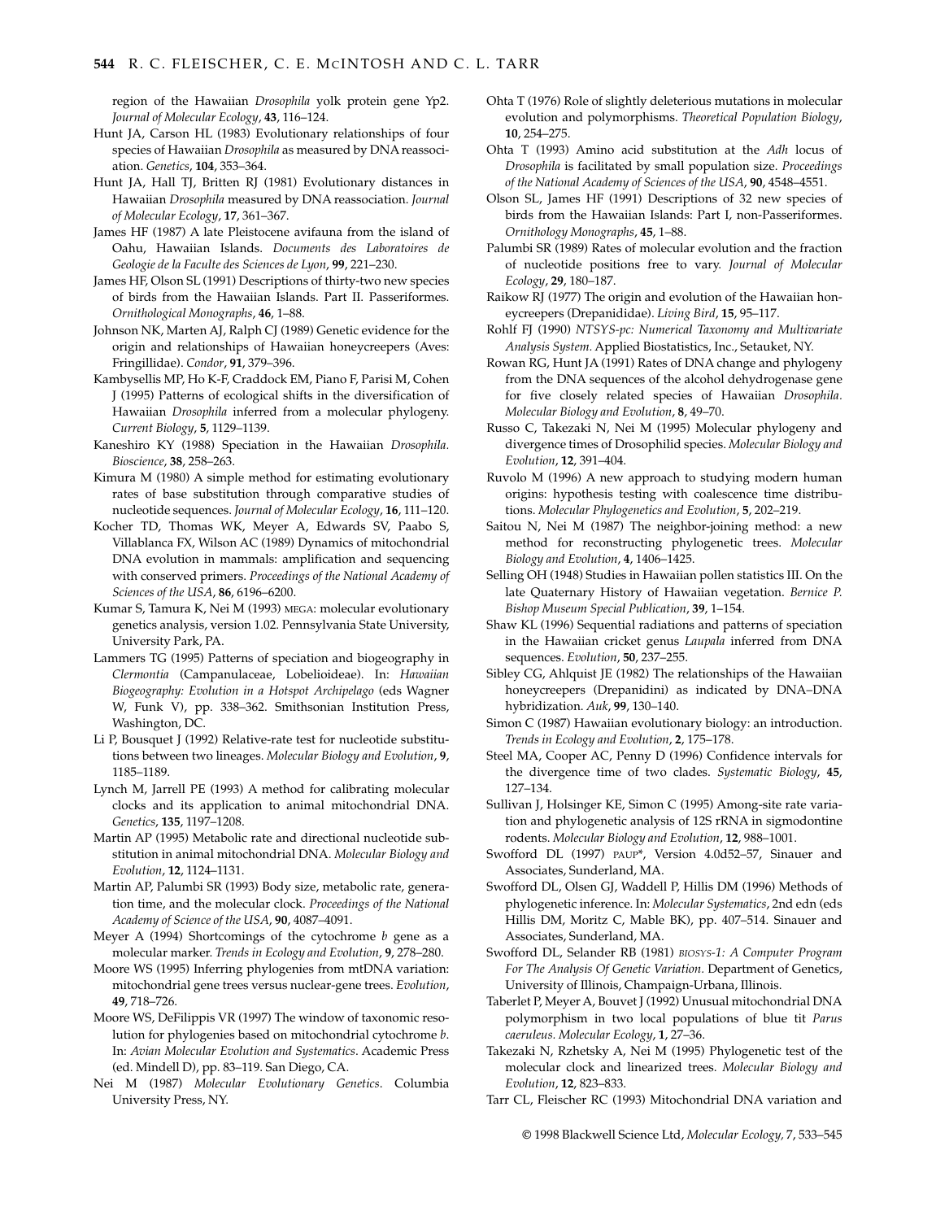region of the Hawaiian *Drosophila* yolk protein gene Yp2. *Journal of Molecular Ecology*, **43**, 116–124.

Hunt JA, Carson HL (1983) Evolutionary relationships of four species of Hawaiian *Drosophila* as measured by DNA reassociation. *Genetics*, **104**, 353–364.

Hunt JA, Hall TJ, Britten RJ (1981) Evolutionary distances in Hawaiian *Drosophila* measured by DNA reassociation. *Journal of Molecular Ecology*, **17**, 361–367.

James HF (1987) A late Pleistocene avifauna from the island of Oahu, Hawaiian Islands. *Documents des Laboratoires de Geologie de la Faculte des Sciences de Lyon*, **99**, 221–230.

James HF, Olson SL (1991) Descriptions of thirty-two new species of birds from the Hawaiian Islands. Part II. Passeriformes. *Ornithological Monographs*, **46**, 1–88.

Johnson NK, Marten AJ, Ralph CJ (1989) Genetic evidence for the origin and relationships of Hawaiian honeycreepers (Aves: Fringillidae). *Condor*, **91**, 379–396.

Kambysellis MP, Ho K-F, Craddock EM, Piano F, Parisi M, Cohen J (1995) Patterns of ecological shifts in the diversification of Hawaiian *Drosophila* inferred from a molecular phylogeny. *Current Biology*, **5**, 1129–1139.

Kaneshiro KY (1988) Speciation in the Hawaiian *Drosophila*. *Bioscience*, **38**, 258–263.

Kimura M (1980) A simple method for estimating evolutionary rates of base substitution through comparative studies of nucleotide sequences. *Journal of Molecular Ecology*, **16**, 111–120.

Kocher TD, Thomas WK, Meyer A, Edwards SV, Paabo S, Villablanca FX, Wilson AC (1989) Dynamics of mitochondrial DNA evolution in mammals: amplification and sequencing with conserved primers. *Proceedings of the National Academy of Sciences of the USA*, **86**, 6196–6200.

Kumar S, Tamura K, Nei M (1993) MEGA: molecular evolutionary genetics analysis, version 1.02. Pennsylvania State University, University Park, PA.

Lammers TG (1995) Patterns of speciation and biogeography in *Clermontia* (Campanulaceae, Lobelioideae). In: *Hawaiian Biogeography: Evolution in a Hotspot Archipelago* (eds Wagner W, Funk V), pp. 338–362. Smithsonian Institution Press, Washington, DC.

Li P, Bousquet J (1992) Relative-rate test for nucleotide substitutions between two lineages. *Molecular Biology and Evolution*, **9**, 1185–1189.

Lynch M, Jarrell PE (1993) A method for calibrating molecular clocks and its application to animal mitochondrial DNA. *Genetics*, **135**, 1197–1208.

Martin AP (1995) Metabolic rate and directional nucleotide substitution in animal mitochondrial DNA. *Molecular Biology and Evolution*, **12**, 1124–1131.

Martin AP, Palumbi SR (1993) Body size, metabolic rate, generation time, and the molecular clock. *Proceedings of the National Academy of Science of the USA*, **90**, 4087–4091.

Meyer A (1994) Shortcomings of the cytochrome *b* gene as a molecular marker. *Trends in Ecology and Evolution*, **9**, 278–280.

Moore WS (1995) Inferring phylogenies from mtDNA variation: mitochondrial gene trees versus nuclear-gene trees. *Evolution*, **49**, 718–726.

Moore WS, DeFilippis VR (1997) The window of taxonomic resolution for phylogenies based on mitochondrial cytochrome *b*. In: *Avian Molecular Evolution and Systematics*. Academic Press (ed. Mindell D), pp. 83–119. San Diego, CA.

Nei M (1987) *Molecular Evolutionary Genetics*. Columbia University Press, NY.

Ohta T (1976) Role of slightly deleterious mutations in molecular evolution and polymorphisms. *Theoretical Population Biology*, **10**, 254–275.

Ohta T (1993) Amino acid substitution at the *Adh* locus of *Drosophila* is facilitated by small population size. *Proceedings of the National Academy of Sciences of the USA*, **90**, 4548–4551.

Olson SL, James HF (1991) Descriptions of 32 new species of birds from the Hawaiian Islands: Part I, non-Passeriformes. *Ornithology Monographs*, **45**, 1–88.

Palumbi SR (1989) Rates of molecular evolution and the fraction of nucleotide positions free to vary. *Journal of Molecular Ecology*, **29**, 180–187.

Raikow RJ (1977) The origin and evolution of the Hawaiian honeycreepers (Drepanididae). *Living Bird*, **15**, 95–117.

Rohlf FJ (1990) *NTSYS-pc: Numerical Taxonomy and Multivariate Analysis System.* Applied Biostatistics, Inc., Setauket, NY.

Rowan RG, Hunt JA (1991) Rates of DNA change and phylogeny from the DNA sequences of the alcohol dehydrogenase gene for five closely related species of Hawaiian *Drosophila*. *Molecular Biology and Evolution*, **8**, 49–70.

Russo C, Takezaki N, Nei M (1995) Molecular phylogeny and divergence times of Drosophilid species. *Molecular Biology and Evolution*, **12**, 391–404.

Ruvolo M (1996) A new approach to studying modern human origins: hypothesis testing with coalescence time distributions. *Molecular Phylogenetics and Evolution*, **5**, 202–219.

Saitou N, Nei M (1987) The neighbor-joining method: a new method for reconstructing phylogenetic trees. *Molecular Biology and Evolution*, **4**, 1406–1425.

Selling OH (1948) Studies in Hawaiian pollen statistics III. On the late Quaternary History of Hawaiian vegetation. *Bernice P. Bishop Museum Special Publication*, **39**, 1–154.

Shaw KL (1996) Sequential radiations and patterns of speciation in the Hawaiian cricket genus *Laupala* inferred from DNA sequences. *Evolution*, **50**, 237–255.

Sibley CG, Ahlquist JE (1982) The relationships of the Hawaiian honeycreepers (Drepanidini) as indicated by DNA–DNA hybridization. *Auk*, **99**, 130–140.

Simon C (1987) Hawaiian evolutionary biology: an introduction. *Trends in Ecology and Evolution*, **2**, 175–178.

Steel MA, Cooper AC, Penny D (1996) Confidence intervals for the divergence time of two clades. *Systematic Biology*, **45**, 127–134.

Sullivan J, Holsinger KE, Simon C (1995) Among-site rate variation and phylogenetic analysis of 12S rRNA in sigmodontine rodents. *Molecular Biology and Evolution*, **12**, 988–1001.

Swofford DL (1997) PAUP*, Version 4.0d52–57, Sinauer and Associates, Sunderland, MA.

Swofford DL, Olsen GJ, Waddell P, Hillis DM (1996) Methods of phylogenetic inference. In: *Molecular Systematics*, 2nd edn (eds Hillis DM, Moritz C, Mable BK), pp. 407–514. Sinauer and Associates, Sunderland, MA.

Swofford DL, Selander RB (1981) *BIOSYS-1: A Computer Program For The Analysis Of Genetic Variation*. Department of Genetics, University of Illinois, Champaign-Urbana, Illinois.

Taberlet P, Meyer A, Bouvet J (1992) Unusual mitochondrial DNA polymorphism in two local populations of blue tit *Parus caeruleus*. *Molecular Ecology*, **1**, 27–36.

Takezaki N, Rzhetsky A, Nei M (1995) Phylogenetic test of the molecular clock and linearized trees. *Molecular Biology and Evolution*, **12**, 823–833.

Tarr CL, Fleischer RC (1993) Mitochondrial DNA variation and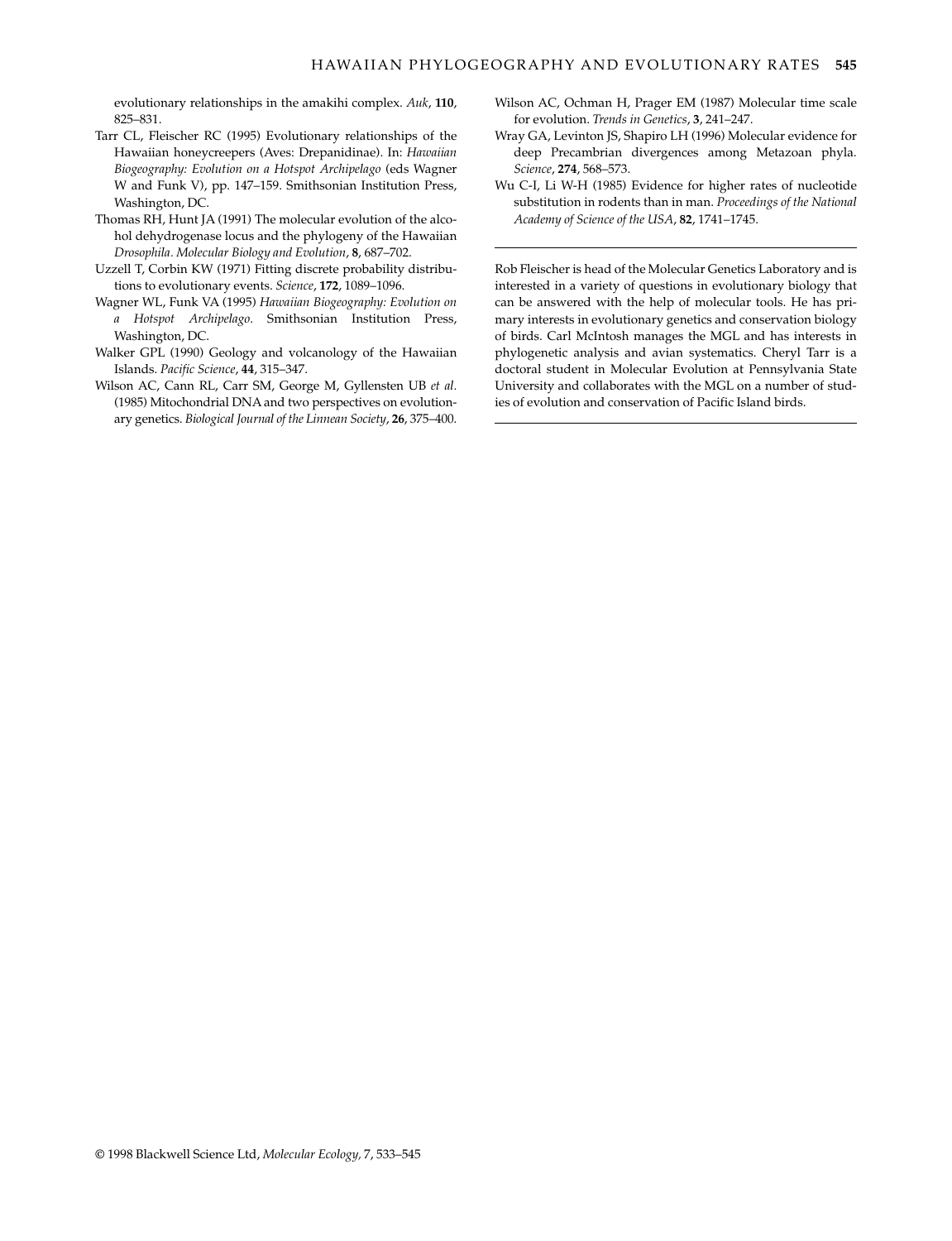evolutionary relationships in the amakihi complex. *Auk*, **110**, 825–831.

Tarr CL, Fleischer RC (1995) Evolutionary relationships of the Hawaiian honeycreepers (Aves: Drepanidinae). In: *Hawaiian Biogeography: Evolution on a Hotspot Archipelago* (eds Wagner W and Funk V), pp. 147–159. Smithsonian Institution Press, Washington, DC.

Thomas RH, Hunt JA (1991) The molecular evolution of the alcohol dehydrogenase locus and the phylogeny of the Hawaiian *Drosophila*. *Molecular Biology and Evolution*, **8**, 687–702.

Uzzell T, Corbin KW (1971) Fitting discrete probability distributions to evolutionary events. *Science*, **172**, 1089–1096.

Wagner WL, Funk VA (1995) *Hawaiian Biogeography: Evolution on a Hotspot Archipelago*. Smithsonian Institution Press, Washington, DC.

Walker GPL (1990) Geology and volcanology of the Hawaiian Islands. *Pacific Science*, **44**, 315–347.

Wilson AC, Cann RL, Carr SM, George M, Gyllensten UB *et al.* (1985) Mitochondrial DNA and two perspectives on evolutionary genetics. *Biological Journal of the Linnean Society*, **26**, 375–400.

Wilson AC, Ochman H, Prager EM (1987) Molecular time scale for evolution. *Trends in Genetics*, **3**, 241–247.

Wray GA, Levinton JS, Shapiro LH (1996) Molecular evidence for deep Precambrian divergences among Metazoan phyla. *Science*, **274**, 568–573.

Wu C-I, Li W-H (1985) Evidence for higher rates of nucleotide substitution in rodents than in man. *Proceedings of the National Academy of Science of the USA*, **82**, 1741–1745.

---

Rob Fleischer is head of the Molecular Genetics Laboratory and is interested in a variety of questions in evolutionary biology that can be answered with the help of molecular tools. He has primary interests in evolutionary genetics and conservation biology of birds. Carl McIntosh manages the MGL and has interests in phylogenetic analysis and avian systematics. Cheryl Tarr is a doctoral student in Molecular Evolution at Pennsylvania State University and collaborates with the MGL on a number of studies of evolution and conservation of Pacific Island birds.

---